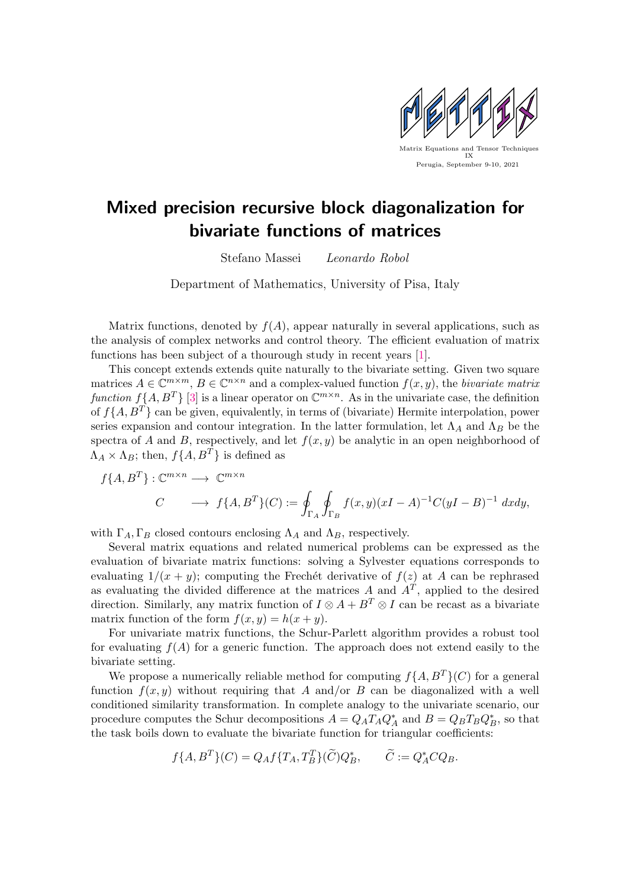Matrix Equations and Tensor Techniques
IX
Perugia, September 9-10, 2021

# Mixed precision recursive block diagonalization for bivariate functions of matrices

Stefano Massei *Leonardo Robol*

Department of Mathematics, University of Pisa, Italy

Matrix functions, denoted by $f(A)$, appear naturally in several applications, such as the analysis of complex networks and control theory. The efficient evaluation of matrix functions has been subject of a thourough study in recent years [1].

This concept extends extends quite naturally to the bivariate setting. Given two square matrices $A \in \mathbb{C}^{m\times m}$, $B \in \mathbb{C}^{n\times n}$ and a complex-valued function $f(x, y)$, the *bivariate matrix function* $f\{A, B^T\}$ [3] is a linear operator on $\mathbb{C}^{m\times n}$. As in the univariate case, the definition of $f\{A, B^T\}$ can be given, equivalently, in terms of (bivariate) Hermite interpolation, power series expansion and contour integration. In the latter formulation, let $\Lambda_A$ and $\Lambda_B$ be the spectra of $A$ and $B$, respectively, and let $f(x, y)$ be analytic in an open neighborhood of $\Lambda_A \times \Lambda_B$; then, $f\{A, B^T\}$ is defined as

$$
\begin{aligned}
f\{A, B^T\} : \mathbb{C}^{m\times n} &\longrightarrow \mathbb{C}^{m\times n} \\
C \quad &\longrightarrow f\{A, B^T\}(C) := \oint_{\Gamma_A}\oint_{\Gamma_B} f(x, y)(xI - A)^{-1}C(yI - B)^{-1}\, dxdy,
\end{aligned}
$$

with $\Gamma_A, \Gamma_B$ closed contours enclosing $\Lambda_A$ and $\Lambda_B$, respectively.

Several matrix equations and related numerical problems can be expressed as the evaluation of bivariate matrix functions: solving a Sylvester equations corresponds to evaluating $1/(x + y)$; computing the Frechét derivative of $f(z)$ at $A$ can be rephrased as evaluating the divided difference at the matrices $A$ and $A^T$, applied to the desired direction. Similarly, any matrix function of $I \otimes A + B^T \otimes I$ can be recast as a bivariate matrix function of the form $f(x, y) = h(x + y)$.

For univariate matrix functions, the Schur-Parlett algorithm provides a robust tool for evaluating $f(A)$ for a generic function. The approach does not extend easily to the bivariate setting.

We propose a numerically reliable method for computing $f\{A, B^T\}(C)$ for a general function $f(x, y)$ without requiring that $A$ and/or $B$ can be diagonalized with a well conditioned similarity transformation. In complete analogy to the univariate scenario, our procedure computes the Schur decompositions $A = Q_A T_A Q_A^*$ and $B = Q_B T_B Q_B^*$, so that the task boils down to evaluate the bivariate function for triangular coefficients:

$$
f\{A, B^T\}(C) = Q_A f\{T_A, T_B^T\}(\widetilde{C})Q_B^*, \qquad \widetilde{C} := Q_A^* C Q_B.
$$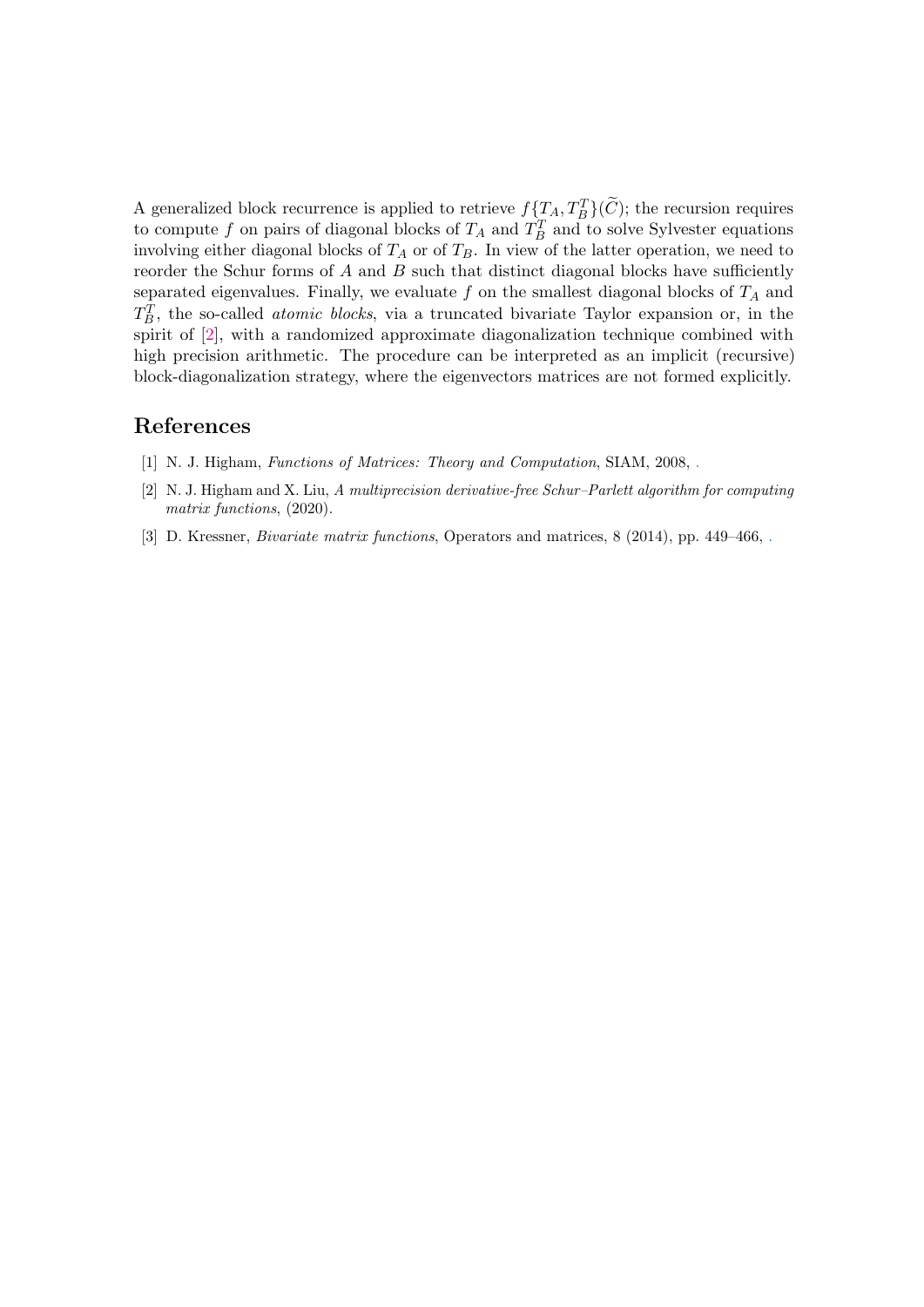A generalized block recurrence is applied to retrieve $f\{T_A, T_B^T\}(\widetilde{C})$; the recursion requires to compute $f$ on pairs of diagonal blocks of $T_A$ and $T_B^T$ and to solve Sylvester equations involving either diagonal blocks of $T_A$ or of $T_B$. In view of the latter operation, we need to reorder the Schur forms of $A$ and $B$ such that distinct diagonal blocks have sufficiently separated eigenvalues. Finally, we evaluate $f$ on the smallest diagonal blocks of $T_A$ and $T_B^T$, the so-called *atomic blocks*, via a truncated bivariate Taylor expansion or, in the spirit of [2], with a randomized approximate diagonalization technique combined with high precision arithmetic. The procedure can be interpreted as an implicit (recursive) block-diagonalization strategy, where the eigenvectors matrices are not formed explicitly.

## References

[1] N. J. Higham, *Functions of Matrices: Theory and Computation*, SIAM, 2008, .

[2] N. J. Higham and X. Liu, *A multiprecision derivative-free Schur–Parlett algorithm for computing matrix functions*, (2020).

[3] D. Kressner, *Bivariate matrix functions*, Operators and matrices, 8 (2014), pp. 449–466, .